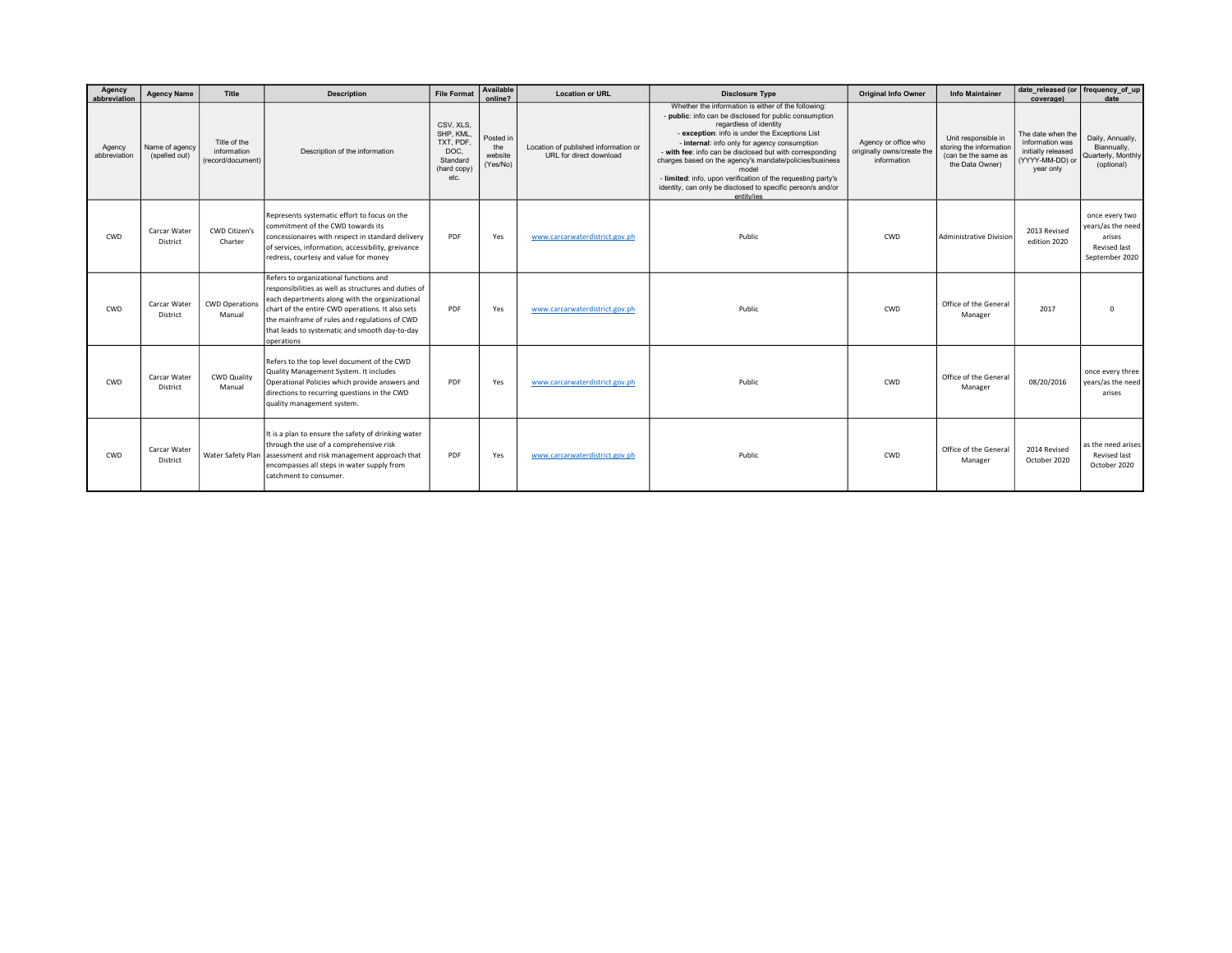| Agency abbreviation | Agency Name | Title | Description | File Format | Available online? | Location or URL | Disclosure Type | Original Info Owner | Info Maintainer | date_released (or coverage) | frequency_of_update |
|---|---|---|---|---|---|---|---|---|---|---|---|
| Agency abbreviation | Name of agency (spelled out) | Title of the information (record/document) | Description of the information | CSV, XLS, SHP, KML, TXT, PDF, DOC, Standard (hard copy) etc. | Posted in the website (Yes/No) | Location of published information or URL for direct download | Whether the information is either of the following: - **public**: info can be disclosed for public consumption regardless of identity - **exception**: info is under the Exceptions List - **internal**: info only for agency consumption - **with fee**: info can be disclosed but with corresponding charges based on the agency's mandate/policies/business model - **limited**: info, upon verification of the requesting party's identity, can only be disclosed to specific person/s and/or entity/ies | Agency or office who originally owns/create the information | Unit responsible in storing the information (can be the same as the Data Owner) | The date when the information was initially released (YYYY-MM-DD) or year only | Daily, Annually, Biannually, Quarterly, Monthly (optional) |
| CWD | Carcar Water District | CWD Citizen's Charter | Represents systematic effort to focus on the commitment of the CWD towards its concessionaires with respect in standard delivery of services, information, accessibility, greivance redress, courtesy and value for money | PDF | Yes | www.carcarwaterdistrict.gov.ph | Public | CWD | Administrative Division | 2013 Revised edition 2020 | once every two years/as the need arises Revised last September 2020 |
| CWD | Carcar Water District | CWD Operations Manual | Refers to organizational functions and responsibilities as well as structures and duties of each departments along with the organizational chart of the entire CWD operations. It also sets the mainframe of rules and regulations of CWD that leads to systematic and smooth day-to-day operations | PDF | Yes | www.carcarwaterdistrict.gov.ph | Public | CWD | Office of the General Manager | 2017 | 0 |
| CWD | Carcar Water District | CWD Quality Manual | Refers to the top level document of the CWD Quality Management System. It includes Operational Policies which provide answers and directions to recurring questions in the CWD quality management system. | PDF | Yes | www.carcarwaterdistrict.gov.ph | Public | CWD | Office of the General Manager | 08/20/2016 | once every three years/as the need arises |
| CWD | Carcar Water District | Water Safety Plan | It is a plan to ensure the safety of drinking water through the use of a comprehensive risk assessment and risk management approach that encompasses all steps in water supply from catchment to consumer. | PDF | Yes | www.carcarwaterdistrict.gov.ph | Public | CWD | Office of the General Manager | 2014 Revised October 2020 | as the need arises Revised last October 2020 |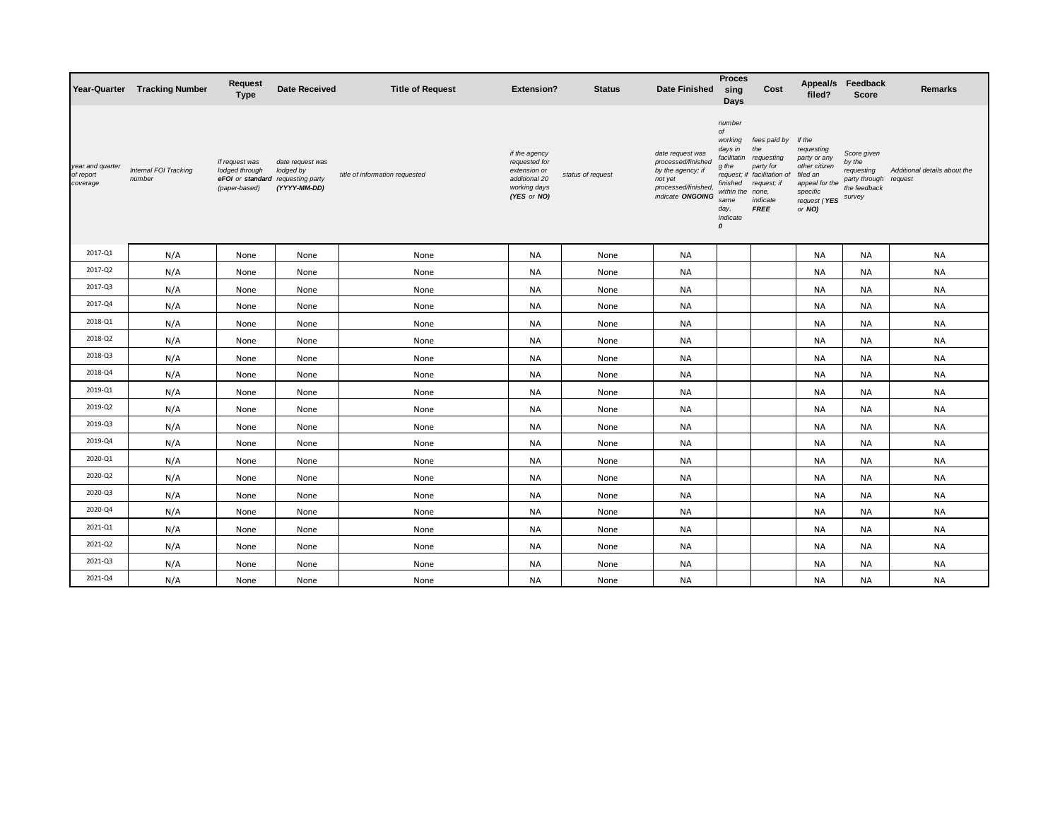| Year-Quarter | Tracking Number | Request Type | Date Received | Title of Request | Extension? | Status | Date Finished | Processing Days | Cost | Appeal/s filed? | Feedback Score | Remarks |
|---|---|---|---|---|---|---|---|---|---|---|---|---|
| *year and quarter of report coverage* | *Internal FOI Tracking number* | *if request was lodged through **eFOI** or **standard** (paper-based)* | *date request was lodged by requesting party **(YYYY-MM-DD)*** | *title of information requested* | *if the agency requested for extension or additional 20 working days **(YES** or **NO)*** | *status of request* | *date request was processed/finished by the agency; if not yet processed/finished, indicate **ONGOING*** | *number of working days in facilitating the request; if finished within the same day, indicate **0*** | *fees paid by the requesting party for facilitation of request; if none, indicate **FREE*** | *If the requesting party or any other citizen filed an appeal for the specific request (**YES** or **NO)*** | *Score given by the requesting party through the feedback survey* | *Additional details about the request* |
| 2017-Q1 | N/A | None | None | None | NA | None | NA | | | NA | NA | NA |
| 2017-Q2 | N/A | None | None | None | NA | None | NA | | | NA | NA | NA |
| 2017-Q3 | N/A | None | None | None | NA | None | NA | | | NA | NA | NA |
| 2017-Q4 | N/A | None | None | None | NA | None | NA | | | NA | NA | NA |
| 2018-Q1 | N/A | None | None | None | NA | None | NA | | | NA | NA | NA |
| 2018-Q2 | N/A | None | None | None | NA | None | NA | | | NA | NA | NA |
| 2018-Q3 | N/A | None | None | None | NA | None | NA | | | NA | NA | NA |
| 2018-Q4 | N/A | None | None | None | NA | None | NA | | | NA | NA | NA |
| 2019-Q1 | N/A | None | None | None | NA | None | NA | | | NA | NA | NA |
| 2019-Q2 | N/A | None | None | None | NA | None | NA | | | NA | NA | NA |
| 2019-Q3 | N/A | None | None | None | NA | None | NA | | | NA | NA | NA |
| 2019-Q4 | N/A | None | None | None | NA | None | NA | | | NA | NA | NA |
| 2020-Q1 | N/A | None | None | None | NA | None | NA | | | NA | NA | NA |
| 2020-Q2 | N/A | None | None | None | NA | None | NA | | | NA | NA | NA |
| 2020-Q3 | N/A | None | None | None | NA | None | NA | | | NA | NA | NA |
| 2020-Q4 | N/A | None | None | None | NA | None | NA | | | NA | NA | NA |
| 2021-Q1 | N/A | None | None | None | NA | None | NA | | | NA | NA | NA |
| 2021-Q2 | N/A | None | None | None | NA | None | NA | | | NA | NA | NA |
| 2021-Q3 | N/A | None | None | None | NA | None | NA | | | NA | NA | NA |
| 2021-Q4 | N/A | None | None | None | NA | None | NA | | | NA | NA | NA |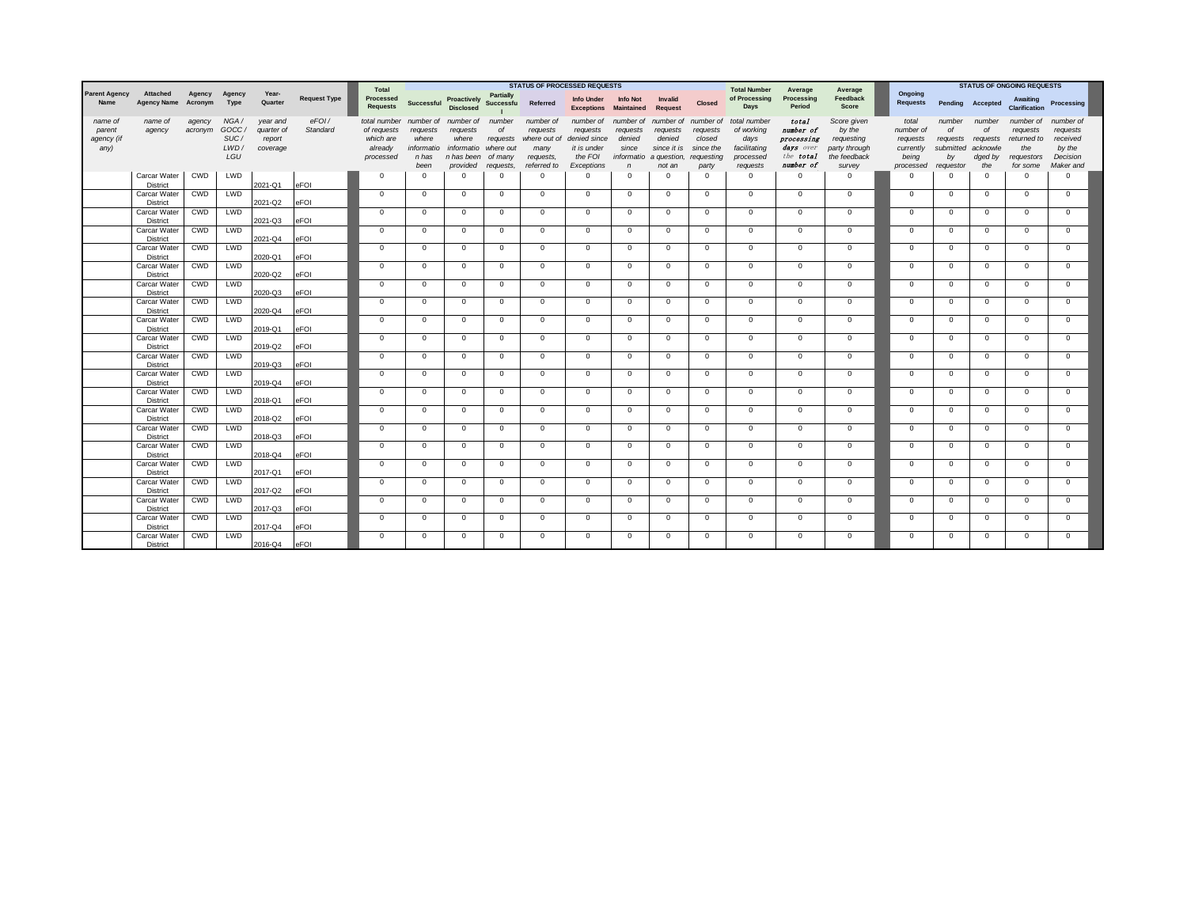| Parent Agency Name | Attached Agency Name | Agency Acronym | Agency Type | Year-Quarter | Request Type | Total Processed Requests | STATUS OF PROCESSED REQUESTS | | | | | | | | | Total Number of Processing Days | Average Processing Period | Average Feedback Score | Ongoing Requests | STATUS OF ONGOING REQUESTS | | | |
|---|---|---|---|---|---|---|---|---|---|---|---|---|---|---|---|---|---|---|---|---|---|---|---|
| | | | | | | | Successful | Proactively Disclosed | Partially Successful | Referred | Info Under Exceptions | Info Not Maintained | Invalid Request | Closed | | | | | | Pending | Accepted | Awaiting Clarification | Processing |
| name of parent agency (if any) | name of agency | agency acronym | NGA / GOCC / SUC / LWD / LGU | year and quarter of report coverage | eFOI / Standard | total number of requests which are already processed | number of requests where information has been | number of requests where information has been provided | number of requests where out of many requests, | number of requests where out of many requests, referred to | number of requests denied since it is under the FOI Exceptions | number of requests denied since information | number of requests denied since it is a question, not an | number of requests closed since the requesting party | total number of working days facilitating processed requests | total number of processing days over the total number of | Score given by the requesting party through the feedback survey | total number of requests currently being processed | number of requests submitted by requestor | number of requests acknowledged by the | number of requests returned to the requestors for some | number of requests received by the Decision Maker and |
| | Carcar Water District | CWD | LWD | 2021-Q1 | eFOI | 0 | 0 | 0 | 0 | 0 | 0 | 0 | 0 | 0 | 0 | 0 | 0 | 0 | 0 | 0 | 0 | 0 |
| | Carcar Water District | CWD | LWD | 2021-Q2 | eFOI | 0 | 0 | 0 | 0 | 0 | 0 | 0 | 0 | 0 | 0 | 0 | 0 | 0 | 0 | 0 | 0 | 0 |
| | Carcar Water District | CWD | LWD | 2021-Q3 | eFOI | 0 | 0 | 0 | 0 | 0 | 0 | 0 | 0 | 0 | 0 | 0 | 0 | 0 | 0 | 0 | 0 | 0 |
| | Carcar Water District | CWD | LWD | 2021-Q4 | eFOI | 0 | 0 | 0 | 0 | 0 | 0 | 0 | 0 | 0 | 0 | 0 | 0 | 0 | 0 | 0 | 0 | 0 |
| | Carcar Water District | CWD | LWD | 2020-Q1 | eFOI | 0 | 0 | 0 | 0 | 0 | 0 | 0 | 0 | 0 | 0 | 0 | 0 | 0 | 0 | 0 | 0 | 0 |
| | Carcar Water District | CWD | LWD | 2020-Q2 | eFOI | 0 | 0 | 0 | 0 | 0 | 0 | 0 | 0 | 0 | 0 | 0 | 0 | 0 | 0 | 0 | 0 | 0 |
| | Carcar Water District | CWD | LWD | 2020-Q3 | eFOI | 0 | 0 | 0 | 0 | 0 | 0 | 0 | 0 | 0 | 0 | 0 | 0 | 0 | 0 | 0 | 0 | 0 |
| | Carcar Water District | CWD | LWD | 2020-Q4 | eFOI | 0 | 0 | 0 | 0 | 0 | 0 | 0 | 0 | 0 | 0 | 0 | 0 | 0 | 0 | 0 | 0 | 0 |
| | Carcar Water District | CWD | LWD | 2019-Q1 | eFOI | 0 | 0 | 0 | 0 | 0 | 0 | 0 | 0 | 0 | 0 | 0 | 0 | 0 | 0 | 0 | 0 | 0 |
| | Carcar Water District | CWD | LWD | 2019-Q2 | eFOI | 0 | 0 | 0 | 0 | 0 | 0 | 0 | 0 | 0 | 0 | 0 | 0 | 0 | 0 | 0 | 0 | 0 |
| | Carcar Water District | CWD | LWD | 2019-Q3 | eFOI | 0 | 0 | 0 | 0 | 0 | 0 | 0 | 0 | 0 | 0 | 0 | 0 | 0 | 0 | 0 | 0 | 0 |
| | Carcar Water District | CWD | LWD | 2019-Q4 | eFOI | 0 | 0 | 0 | 0 | 0 | 0 | 0 | 0 | 0 | 0 | 0 | 0 | 0 | 0 | 0 | 0 | 0 |
| | Carcar Water District | CWD | LWD | 2018-Q1 | eFOI | 0 | 0 | 0 | 0 | 0 | 0 | 0 | 0 | 0 | 0 | 0 | 0 | 0 | 0 | 0 | 0 | 0 |
| | Carcar Water District | CWD | LWD | 2018-Q2 | eFOI | 0 | 0 | 0 | 0 | 0 | 0 | 0 | 0 | 0 | 0 | 0 | 0 | 0 | 0 | 0 | 0 | 0 |
| | Carcar Water District | CWD | LWD | 2018-Q3 | eFOI | 0 | 0 | 0 | 0 | 0 | 0 | 0 | 0 | 0 | 0 | 0 | 0 | 0 | 0 | 0 | 0 | 0 |
| | Carcar Water District | CWD | LWD | 2018-Q4 | eFOI | 0 | 0 | 0 | 0 | 0 | 0 | 0 | 0 | 0 | 0 | 0 | 0 | 0 | 0 | 0 | 0 | 0 |
| | Carcar Water District | CWD | LWD | 2017-Q1 | eFOI | 0 | 0 | 0 | 0 | 0 | 0 | 0 | 0 | 0 | 0 | 0 | 0 | 0 | 0 | 0 | 0 | 0 |
| | Carcar Water District | CWD | LWD | 2017-Q2 | eFOI | 0 | 0 | 0 | 0 | 0 | 0 | 0 | 0 | 0 | 0 | 0 | 0 | 0 | 0 | 0 | 0 | 0 |
| | Carcar Water District | CWD | LWD | 2017-Q3 | eFOI | 0 | 0 | 0 | 0 | 0 | 0 | 0 | 0 | 0 | 0 | 0 | 0 | 0 | 0 | 0 | 0 | 0 |
| | Carcar Water District | CWD | LWD | 2017-Q4 | eFOI | 0 | 0 | 0 | 0 | 0 | 0 | 0 | 0 | 0 | 0 | 0 | 0 | 0 | 0 | 0 | 0 | 0 |
| | Carcar Water District | CWD | LWD | 2016-Q4 | eFOI | 0 | 0 | 0 | 0 | 0 | 0 | 0 | 0 | 0 | 0 | 0 | 0 | 0 | 0 | 0 | 0 | 0 |